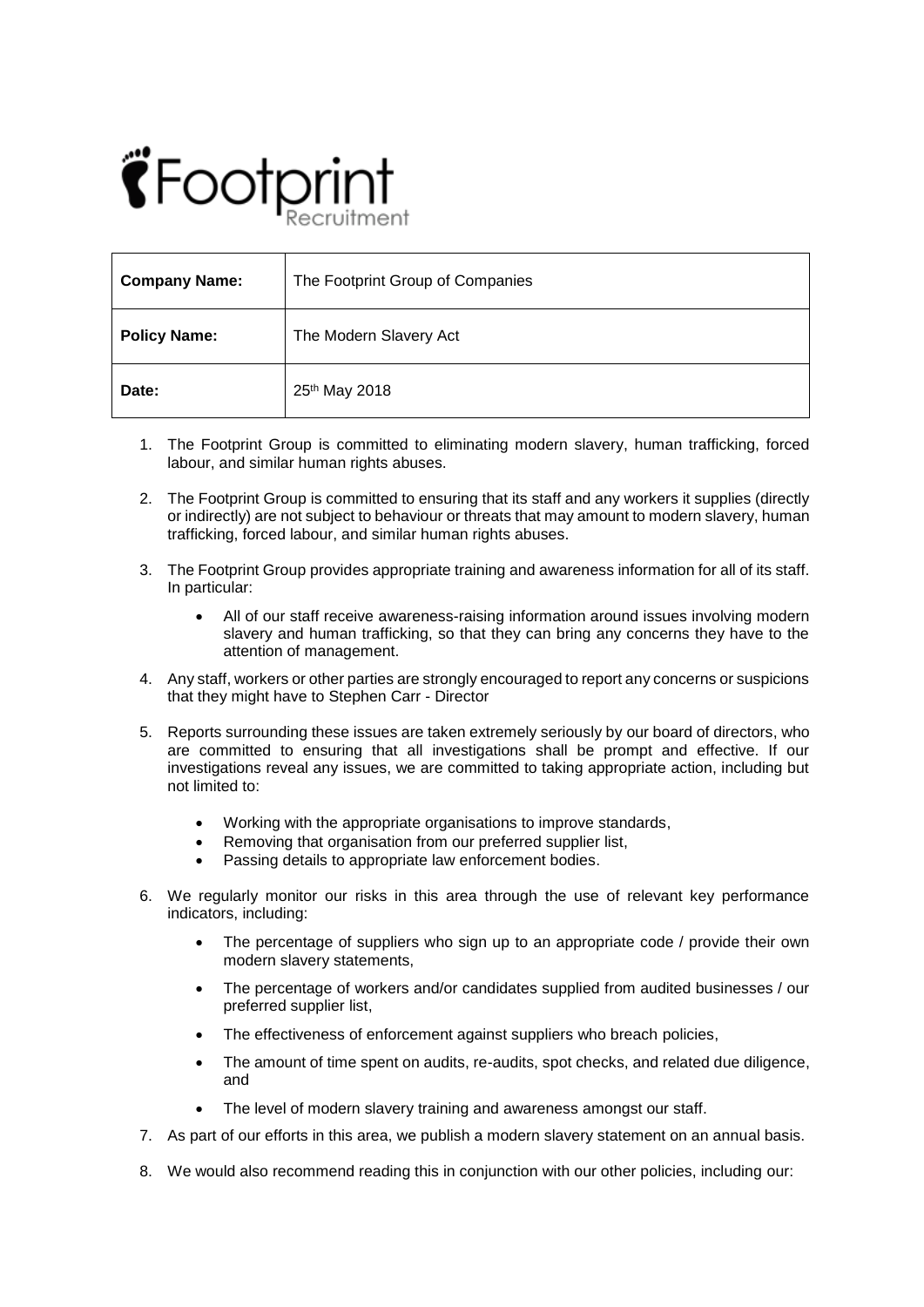Footprint Recruitment

| **Company Name:** | The Footprint Group of Companies |
| --- | --- |
| **Policy Name:** | The Modern Slavery Act |
| **Date:** | 25th May 2018 |

1. The Footprint Group is committed to eliminating modern slavery, human trafficking, forced labour, and similar human rights abuses.

2. The Footprint Group is committed to ensuring that its staff and any workers it supplies (directly or indirectly) are not subject to behaviour or threats that may amount to modern slavery, human trafficking, forced labour, and similar human rights abuses.

3. The Footprint Group provides appropriate training and awareness information for all of its staff. In particular:

   - All of our staff receive awareness-raising information around issues involving modern slavery and human trafficking, so that they can bring any concerns they have to the attention of management.

4. Any staff, workers or other parties are strongly encouraged to report any concerns or suspicions that they might have to Stephen Carr - Director

5. Reports surrounding these issues are taken extremely seriously by our board of directors, who are committed to ensuring that all investigations shall be prompt and effective. If our investigations reveal any issues, we are committed to taking appropriate action, including but not limited to:

   - Working with the appropriate organisations to improve standards,
   - Removing that organisation from our preferred supplier list,
   - Passing details to appropriate law enforcement bodies.

6. We regularly monitor our risks in this area through the use of relevant key performance indicators, including:

   - The percentage of suppliers who sign up to an appropriate code / provide their own modern slavery statements,
   - The percentage of workers and/or candidates supplied from audited businesses / our preferred supplier list,
   - The effectiveness of enforcement against suppliers who breach policies,
   - The amount of time spent on audits, re-audits, spot checks, and related due diligence, and
   - The level of modern slavery training and awareness amongst our staff.

7. As part of our efforts in this area, we publish a modern slavery statement on an annual basis.

8. We would also recommend reading this in conjunction with our other policies, including our: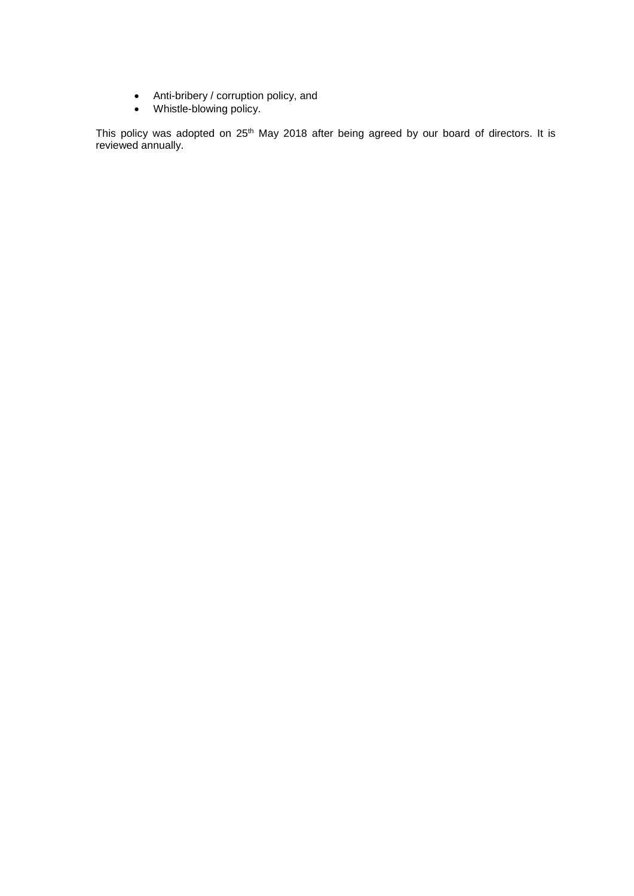- Anti-bribery / corruption policy, and
- Whistle-blowing policy.

This policy was adopted on 25th May 2018 after being agreed by our board of directors. It is reviewed annually.